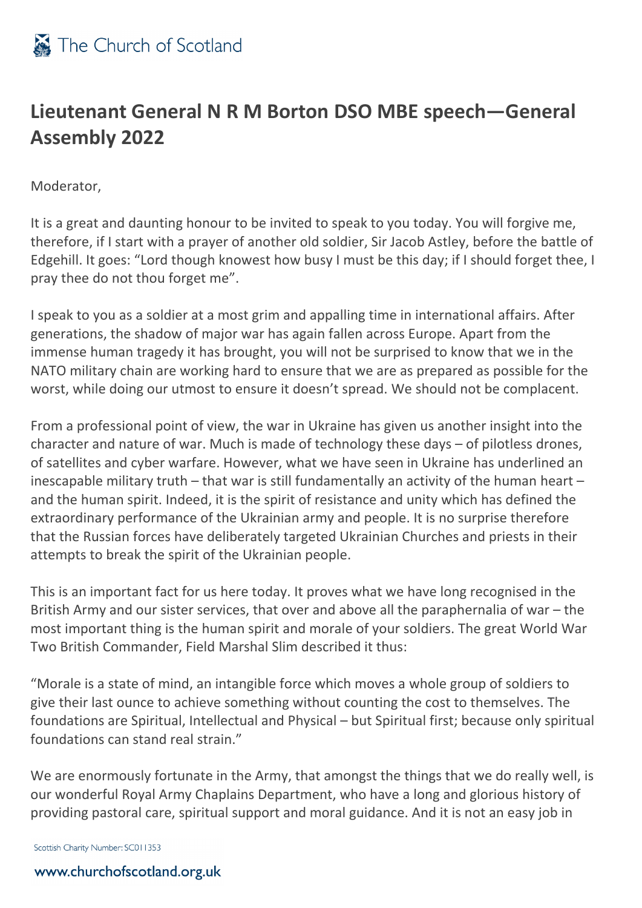# Lieutenant General N R M Borton DSO MBE speech—General Assembly 2022

Moderator,

It is a great and daunting honour to be invited to speak to you today. You will forgive me, therefore, if I start with a prayer of another old soldier, Sir Jacob Astley, before the battle of Edgehill. It goes: "Lord though knowest how busy I must be this day; if I should forget thee, I pray thee do not thou forget me".

I speak to you as a soldier at a most grim and appalling time in international affairs. After generations, the shadow of major war has again fallen across Europe. Apart from the immense human tragedy it has brought, you will not be surprised to know that we in the NATO military chain are working hard to ensure that we are as prepared as possible for the worst, while doing our utmost to ensure it doesn't spread. We should not be complacent.

From a professional point of view, the war in Ukraine has given us another insight into the character and nature of war. Much is made of technology these days – of pilotless drones, of satellites and cyber warfare. However, what we have seen in Ukraine has underlined an inescapable military truth – that war is still fundamentally an activity of the human heart – and the human spirit. Indeed, it is the spirit of resistance and unity which has defined the extraordinary performance of the Ukrainian army and people. It is no surprise therefore that the Russian forces have deliberately targeted Ukrainian Churches and priests in their attempts to break the spirit of the Ukrainian people.

This is an important fact for us here today. It proves what we have long recognised in the British Army and our sister services, that over and above all the paraphernalia of war – the most important thing is the human spirit and morale of your soldiers. The great World War Two British Commander, Field Marshal Slim described it thus:

"Morale is a state of mind, an intangible force which moves a whole group of soldiers to give their last ounce to achieve something without counting the cost to themselves. The foundations are Spiritual, Intellectual and Physical – but Spiritual first; because only spiritual foundations can stand real strain."

We are enormously fortunate in the Army, that amongst the things that we do really well, is our wonderful Royal Army Chaplains Department, who have a long and glorious history of providing pastoral care, spiritual support and moral guidance. And it is not an easy job in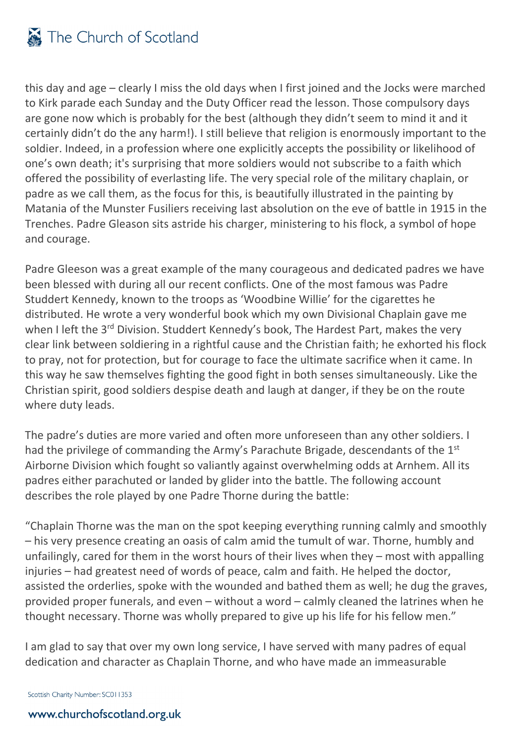this day and age – clearly I miss the old days when I first joined and the Jocks were marched to Kirk parade each Sunday and the Duty Officer read the lesson. Those compulsory days are gone now which is probably for the best (although they didn't seem to mind it and it certainly didn't do the any harm!). I still believe that religion is enormously important to the soldier. Indeed, in a profession where one explicitly accepts the possibility or likelihood of one's own death; it's surprising that more soldiers would not subscribe to a faith which offered the possibility of everlasting life. The very special role of the military chaplain, or padre as we call them, as the focus for this, is beautifully illustrated in the painting by Matania of the Munster Fusiliers receiving last absolution on the eve of battle in 1915 in the Trenches. Padre Gleason sits astride his charger, ministering to his flock, a symbol of hope and courage.

Padre Gleeson was a great example of the many courageous and dedicated padres we have been blessed with during all our recent conflicts. One of the most famous was Padre Studdert Kennedy, known to the troops as 'Woodbine Willie' for the cigarettes he distributed. He wrote a very wonderful book which my own Divisional Chaplain gave me when I left the 3rd Division. Studdert Kennedy's book, The Hardest Part, makes the very clear link between soldiering in a rightful cause and the Christian faith; he exhorted his flock to pray, not for protection, but for courage to face the ultimate sacrifice when it came. In this way he saw themselves fighting the good fight in both senses simultaneously. Like the Christian spirit, good soldiers despise death and laugh at danger, if they be on the route where duty leads.

The padre's duties are more varied and often more unforeseen than any other soldiers. I had the privilege of commanding the Army's Parachute Brigade, descendants of the 1st Airborne Division which fought so valiantly against overwhelming odds at Arnhem. All its padres either parachuted or landed by glider into the battle. The following account describes the role played by one Padre Thorne during the battle:

"Chaplain Thorne was the man on the spot keeping everything running calmly and smoothly – his very presence creating an oasis of calm amid the tumult of war. Thorne, humbly and unfailingly, cared for them in the worst hours of their lives when they – most with appalling injuries – had greatest need of words of peace, calm and faith. He helped the doctor, assisted the orderlies, spoke with the wounded and bathed them as well; he dug the graves, provided proper funerals, and even – without a word – calmly cleaned the latrines when he thought necessary. Thorne was wholly prepared to give up his life for his fellow men."

I am glad to say that over my own long service, I have served with many padres of equal dedication and character as Chaplain Thorne, and who have made an immeasurable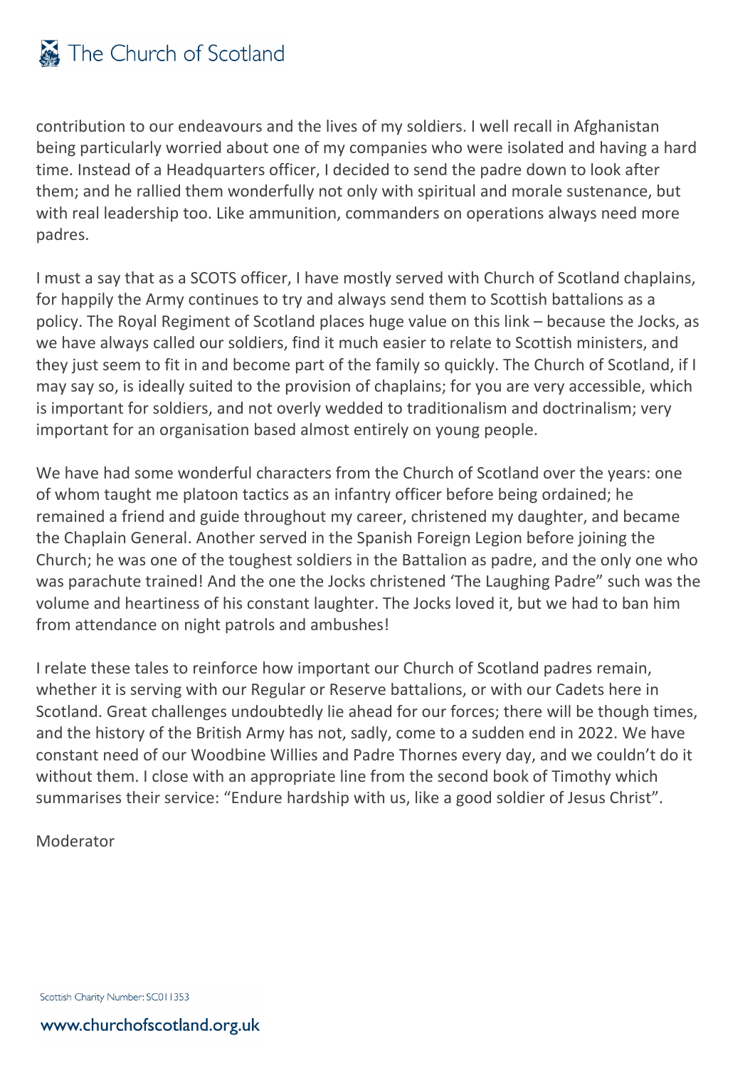contribution to our endeavours and the lives of my soldiers. I well recall in Afghanistan being particularly worried about one of my companies who were isolated and having a hard time. Instead of a Headquarters officer, I decided to send the padre down to look after them; and he rallied them wonderfully not only with spiritual and morale sustenance, but with real leadership too. Like ammunition, commanders on operations always need more padres.

I must a say that as a SCOTS officer, I have mostly served with Church of Scotland chaplains, for happily the Army continues to try and always send them to Scottish battalions as a policy. The Royal Regiment of Scotland places huge value on this link – because the Jocks, as we have always called our soldiers, find it much easier to relate to Scottish ministers, and they just seem to fit in and become part of the family so quickly. The Church of Scotland, if I may say so, is ideally suited to the provision of chaplains; for you are very accessible, which is important for soldiers, and not overly wedded to traditionalism and doctrinalism; very important for an organisation based almost entirely on young people.

We have had some wonderful characters from the Church of Scotland over the years: one of whom taught me platoon tactics as an infantry officer before being ordained; he remained a friend and guide throughout my career, christened my daughter, and became the Chaplain General. Another served in the Spanish Foreign Legion before joining the Church; he was one of the toughest soldiers in the Battalion as padre, and the only one who was parachute trained! And the one the Jocks christened 'The Laughing Padre" such was the volume and heartiness of his constant laughter. The Jocks loved it, but we had to ban him from attendance on night patrols and ambushes!

I relate these tales to reinforce how important our Church of Scotland padres remain, whether it is serving with our Regular or Reserve battalions, or with our Cadets here in Scotland. Great challenges undoubtedly lie ahead for our forces; there will be though times, and the history of the British Army has not, sadly, come to a sudden end in 2022. We have constant need of our Woodbine Willies and Padre Thornes every day, and we couldn't do it without them. I close with an appropriate line from the second book of Timothy which summarises their service: "Endure hardship with us, like a good soldier of Jesus Christ".

Moderator